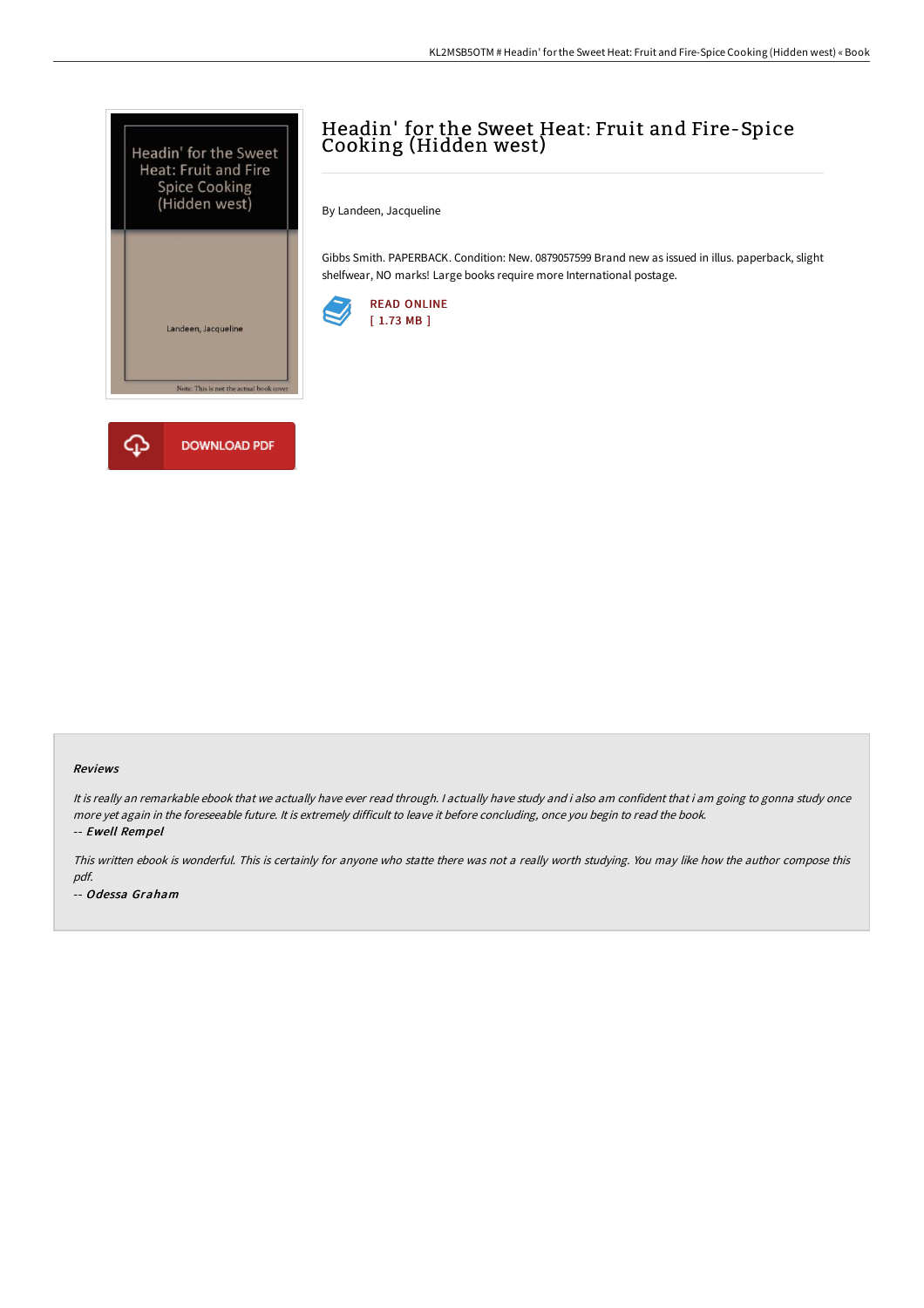# Headin' for the Sweet Heat: Fruit and Fire-Spice Cooking (Hidden west)

By Landeen, Jacqueline

Gibbs Smith. PAPERBACK. Condition: New. 0879057599 Brand new as issued in illus. paperback, slight shelfwear, NO marks! Large books require more International postage.

READ ONLINE
[ 1.73 MB ]

DOWNLOAD PDF

#### Reviews

*It is really an remarkable ebook that we actually have ever read through. I actually have study and i also am confident that i am going to gonna study once more yet again in the foreseeable future. It is extremely difficult to leave it before concluding, once you begin to read the book.*

*-- Ewell Rempel*

*This written ebook is wonderful. This is certainly for anyone who statte there was not a really worth studying. You may like how the author compose this pdf.*

*-- Odessa Graham*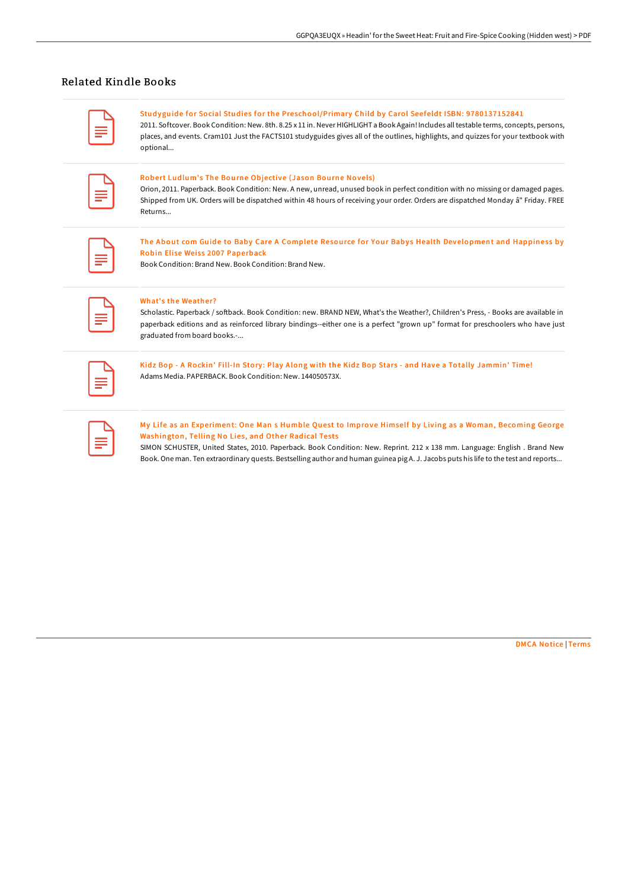## Related Kindle Books

### Studyguide for Social Studies for the Preschool/Primary Child by Carol Seefeldt ISBN: 9780137152841

2011. Softcover. Book Condition: New. 8th. 8.25 x 11 in. Never HIGHLIGHT a Book Again! Includes all testable terms, concepts, persons, places, and events. Cram101 Just the FACTS101 studyguides gives all of the outlines, highlights, and quizzes for your textbook with optional...

### Robert Ludlum's The Bourne Objective (Jason Bourne Novels)

Orion, 2011. Paperback. Book Condition: New. A new, unread, unused book in perfect condition with no missing or damaged pages. Shipped from UK. Orders will be dispatched within 48 hours of receiving your order. Orders are dispatched Monday â" Friday. FREE Returns...

### The About com Guide to Baby Care A Complete Resource for Your Babys Health Development and Happiness by Robin Elise Weiss 2007 Paperback

Book Condition: Brand New. Book Condition: Brand New.

### What's the Weather?

Scholastic. Paperback / softback. Book Condition: new. BRAND NEW, What's the Weather?, Children's Press, - Books are available in paperback editions and as reinforced library bindings--either one is a perfect "grown up" format for preschoolers who have just graduated from board books.-...

### Kidz Bop - A Rockin' Fill-In Story: Play Along with the Kidz Bop Stars - and Have a Totally Jammin' Time!

Adams Media. PAPERBACK. Book Condition: New. 144050573X.

### My Life as an Experiment: One Man s Humble Quest to Improve Himself by Living as a Woman, Becoming George Washington, Telling No Lies, and Other Radical Tests

SIMON SCHUSTER, United States, 2010. Paperback. Book Condition: New. Reprint. 212 x 138 mm. Language: English . Brand New Book. One man. Ten extraordinary quests. Bestselling author and human guinea pig A. J. Jacobs puts his life to the test and reports...